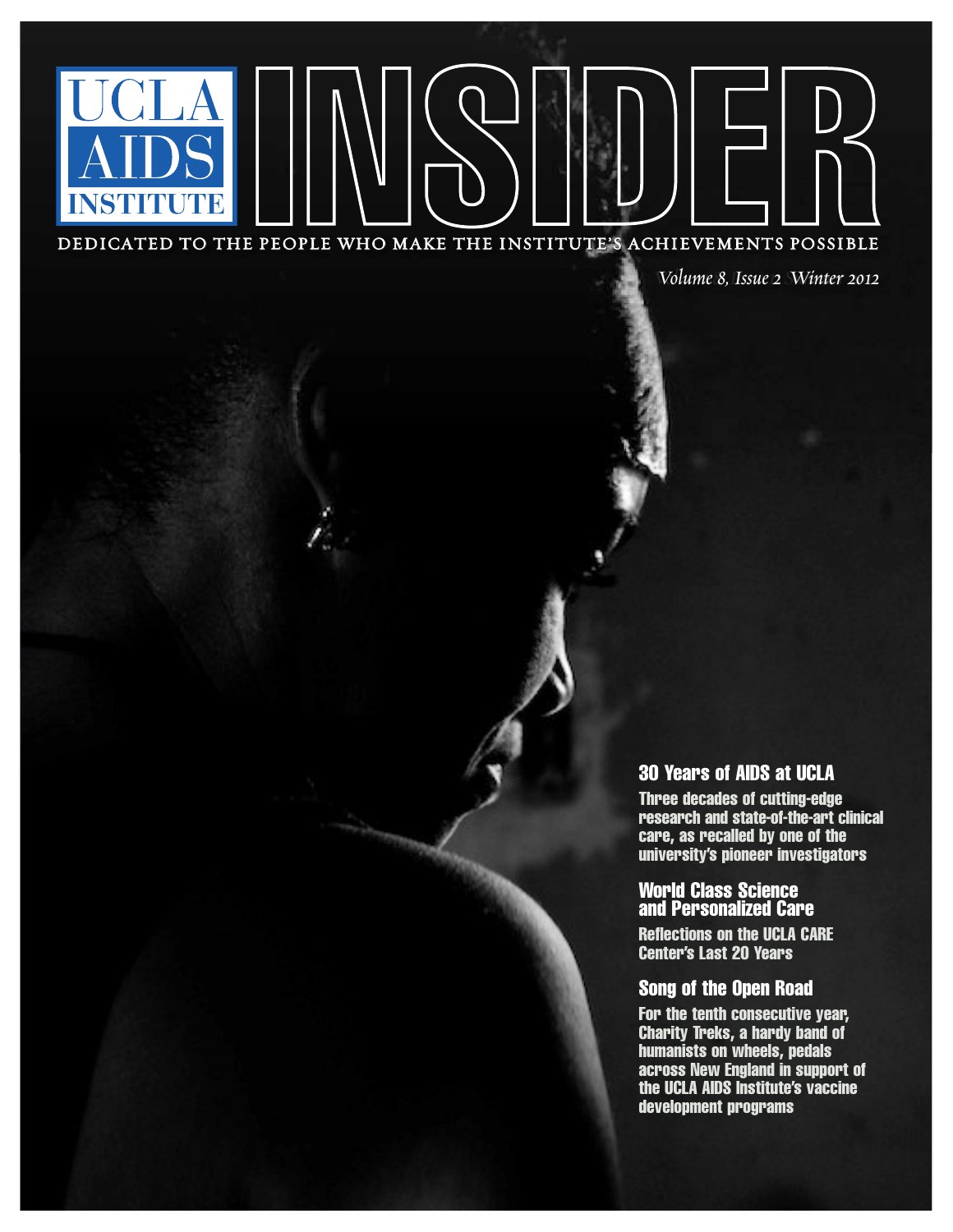UCLA AIDS INSTITUTE

# INSIDER

DEDICATED TO THE PEOPLE WHO MAKE THE INSTITUTE'S ACHIEVEMENTS POSSIBLE

*Volume 8, Issue 2 Winter 2012*

## 30 Years of AIDS at UCLA

**Three decades of cutting-edge research and state-of-the-art clinical care, as recalled by one of the university's pioneer investigators**

## World Class Science and Personalized Care

**Reflections on the UCLA CARE Center's Last 20 Years**

## Song of the Open Road

**For the tenth consecutive year, Charity Treks, a hardy band of humanists on wheels, pedals across New England in support of the UCLA AIDS Institute's vaccine development programs**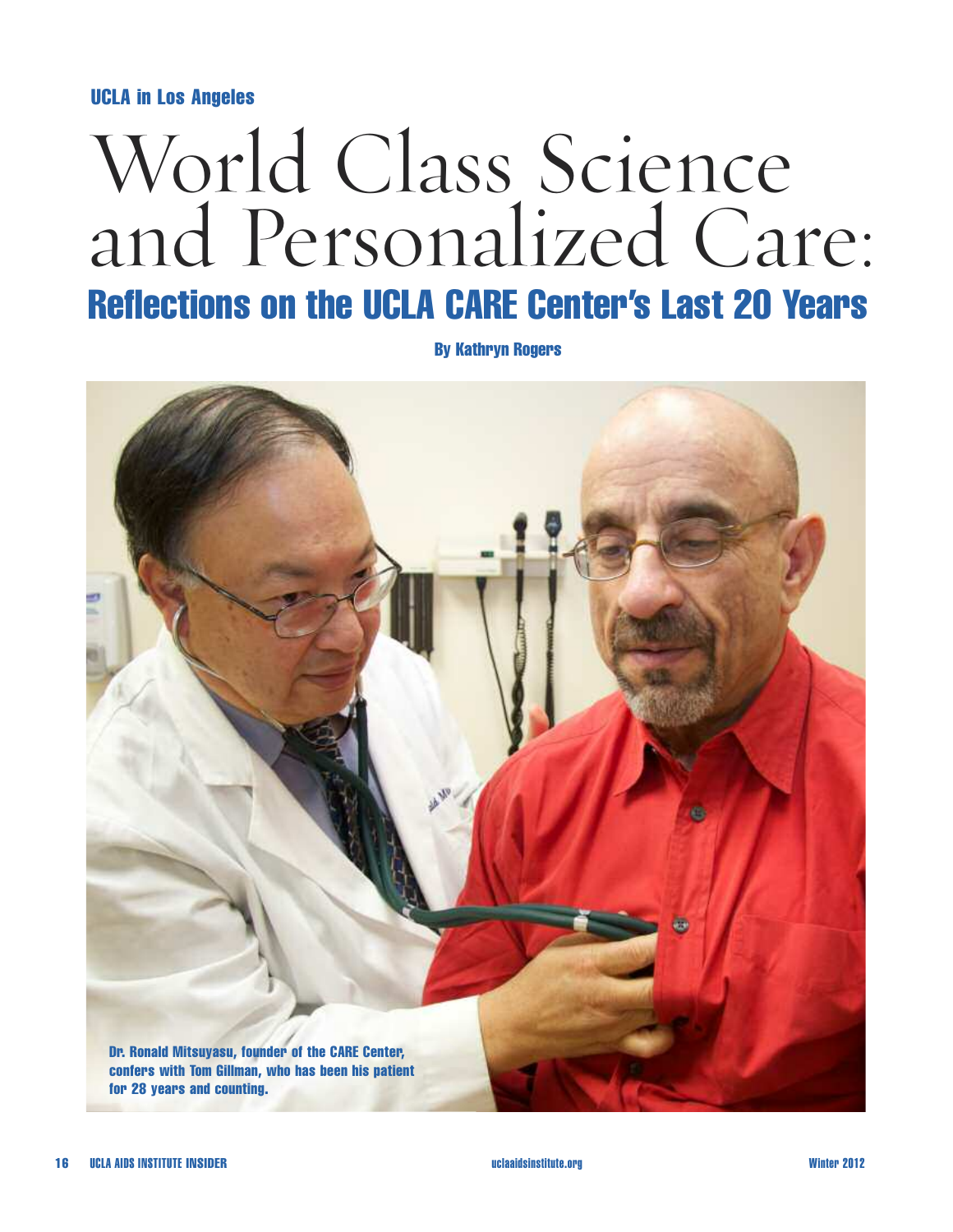UCLA in Los Angeles

# World Class Science and Personalized Care:

## Reflections on the UCLA CARE Center's Last 20 Years

By Kathryn Rogers

Dr. Ronald Mitsuyasu, founder of the CARE Center, confers with Tom Gillman, who has been his patient for 28 years and counting.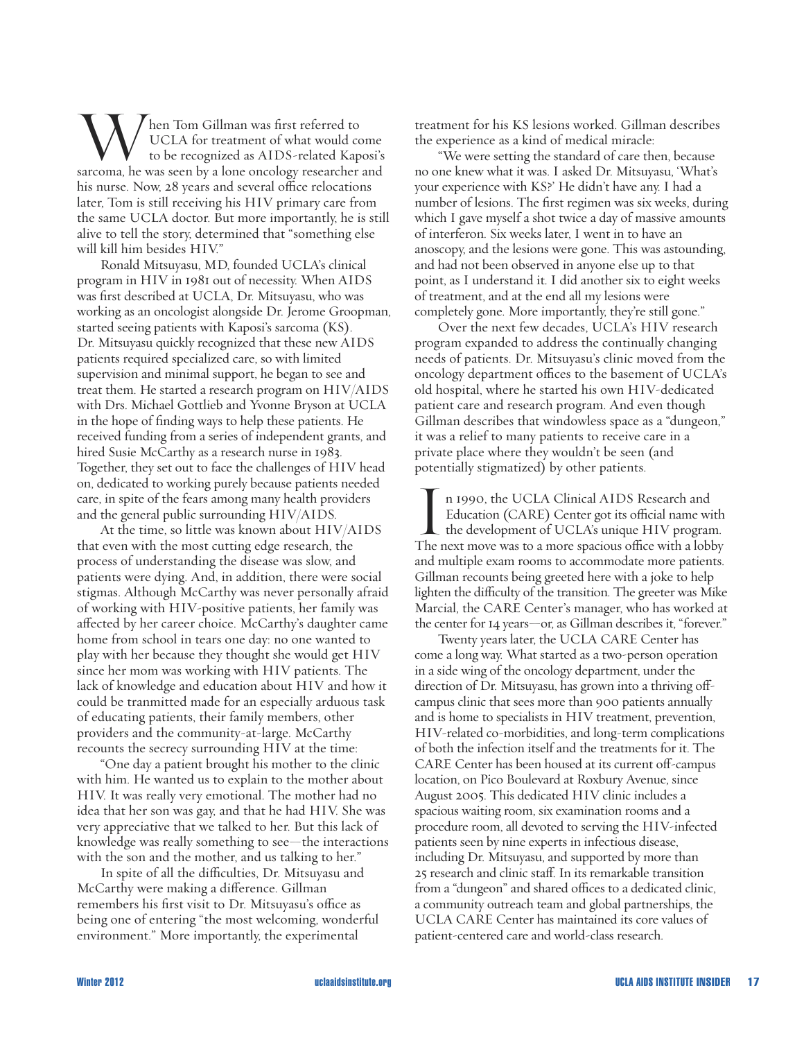When Tom Gillman was first referred to UCLA for treatment of what would come to be recognized as AIDS-related Kaposi's sarcoma, he was seen by a lone oncology researcher and his nurse. Now, 28 years and several office relocations later, Tom is still receiving his HIV primary care from the same UCLA doctor. But more importantly, he is still alive to tell the story, determined that "something else will kill him besides HIV."

Ronald Mitsuyasu, MD, founded UCLA's clinical program in HIV in 1981 out of necessity. When AIDS was first described at UCLA, Dr. Mitsuyasu, who was working as an oncologist alongside Dr. Jerome Groopman, started seeing patients with Kaposi's sarcoma (KS). Dr. Mitsuyasu quickly recognized that these new AIDS patients required specialized care, so with limited supervision and minimal support, he began to see and treat them. He started a research program on HIV/AIDS with Drs. Michael Gottlieb and Yvonne Bryson at UCLA in the hope of finding ways to help these patients. He received funding from a series of independent grants, and hired Susie McCarthy as a research nurse in 1983. Together, they set out to face the challenges of HIV head on, dedicated to working purely because patients needed care, in spite of the fears among many health providers and the general public surrounding HIV/AIDS.

At the time, so little was known about HIV/AIDS that even with the most cutting edge research, the process of understanding the disease was slow, and patients were dying. And, in addition, there were social stigmas. Although McCarthy was never personally afraid of working with HIV-positive patients, her family was affected by her career choice. McCarthy's daughter came home from school in tears one day: no one wanted to play with her because they thought she would get HIV since her mom was working with HIV patients. The lack of knowledge and education about HIV and how it could be tranmitted made for an especially arduous task of educating patients, their family members, other providers and the community-at-large. McCarthy recounts the secrecy surrounding HIV at the time:

"One day a patient brought his mother to the clinic with him. He wanted us to explain to the mother about HIV. It was really very emotional. The mother had no idea that her son was gay, and that he had HIV. She was very appreciative that we talked to her. But this lack of knowledge was really something to see—the interactions with the son and the mother, and us talking to her."

In spite of all the difficulties, Dr. Mitsuyasu and McCarthy were making a difference. Gillman remembers his first visit to Dr. Mitsuyasu's office as being one of entering "the most welcoming, wonderful environment." More importantly, the experimental treatment for his KS lesions worked. Gillman describes the experience as a kind of medical miracle:

"We were setting the standard of care then, because no one knew what it was. I asked Dr. Mitsuyasu, 'What's your experience with KS?' He didn't have any. I had a number of lesions. The first regimen was six weeks, during which I gave myself a shot twice a day of massive amounts of interferon. Six weeks later, I went in to have an anoscopy, and the lesions were gone. This was astounding, and had not been observed in anyone else up to that point, as I understand it. I did another six to eight weeks of treatment, and at the end all my lesions were completely gone. More importantly, they're still gone."

Over the next few decades, UCLA's HIV research program expanded to address the continually changing needs of patients. Dr. Mitsuyasu's clinic moved from the oncology department offices to the basement of UCLA's old hospital, where he started his own HIV-dedicated patient care and research program. And even though Gillman describes that windowless space as a "dungeon," it was a relief to many patients to receive care in a private place where they wouldn't be seen (and potentially stigmatized) by other patients.

In 1990, the UCLA Clinical AIDS Research and Education (CARE) Center got its official name with the development of UCLA's unique HIV program. The next move was to a more spacious office with a lobby and multiple exam rooms to accommodate more patients. Gillman recounts being greeted here with a joke to help lighten the difficulty of the transition. The greeter was Mike Marcial, the CARE Center's manager, who has worked at the center for 14 years—or, as Gillman describes it, "forever."

Twenty years later, the UCLA CARE Center has come a long way. What started as a two-person operation in a side wing of the oncology department, under the direction of Dr. Mitsuyasu, has grown into a thriving off-campus clinic that sees more than 900 patients annually and is home to specialists in HIV treatment, prevention, HIV-related co-morbidities, and long-term complications of both the infection itself and the treatments for it. The CARE Center has been housed at its current off-campus location, on Pico Boulevard at Roxbury Avenue, since August 2005. This dedicated HIV clinic includes a spacious waiting room, six examination rooms and a procedure room, all devoted to serving the HIV-infected patients seen by nine experts in infectious disease, including Dr. Mitsuyasu, and supported by more than 25 research and clinic staff. In its remarkable transition from a "dungeon" and shared offices to a dedicated clinic, a community outreach team and global partnerships, the UCLA CARE Center has maintained its core values of patient-centered care and world-class research.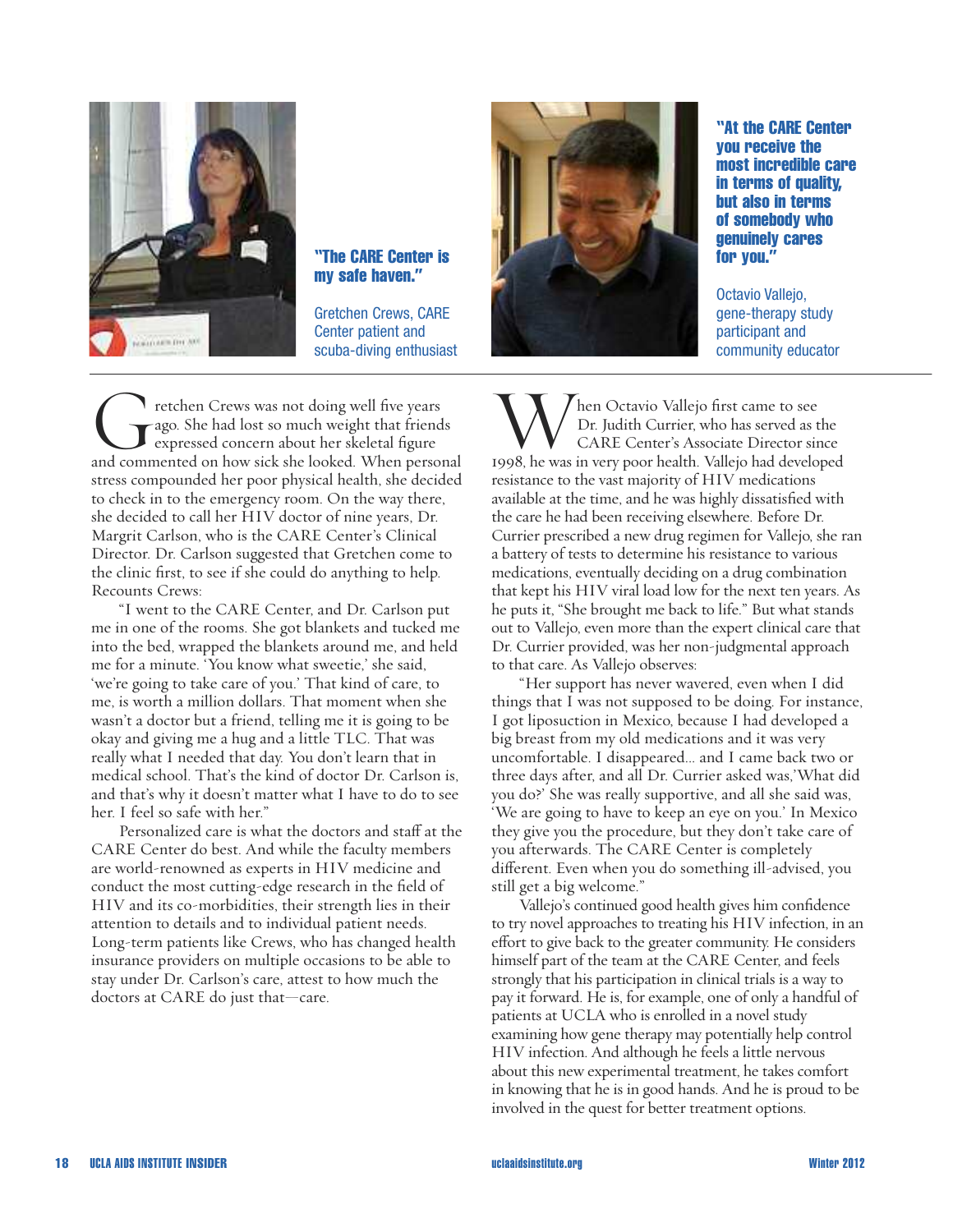**"The CARE Center is my safe haven."**

Gretchen Crews, CARE Center patient and scuba-diving enthusiast

**"At the CARE Center you receive the most incredible care in terms of quality, but also in terms of somebody who genuinely cares for you."**

Octavio Vallejo, gene-therapy study participant and community educator

Gretchen Crews was not doing well five years ago. She had lost so much weight that friends expressed concern about her skeletal figure and commented on how sick she looked. When personal stress compounded her poor physical health, she decided to check in to the emergency room. On the way there, she decided to call her HIV doctor of nine years, Dr. Margrit Carlson, who is the CARE Center's Clinical Director. Dr. Carlson suggested that Gretchen come to the clinic first, to see if she could do anything to help. Recounts Crews:

"I went to the CARE Center, and Dr. Carlson put me in one of the rooms. She got blankets and tucked me into the bed, wrapped the blankets around me, and held me for a minute. 'You know what sweetie,' she said, 'we're going to take care of you.' That kind of care, to me, is worth a million dollars. That moment when she wasn't a doctor but a friend, telling me it is going to be okay and giving me a hug and a little TLC. That was really what I needed that day. You don't learn that in medical school. That's the kind of doctor Dr. Carlson is, and that's why it doesn't matter what I have to do to see her. I feel so safe with her."

Personalized care is what the doctors and staff at the CARE Center do best. And while the faculty members are world-renowned as experts in HIV medicine and conduct the most cutting-edge research in the field of HIV and its co-morbidities, their strength lies in their attention to details and to individual patient needs. Long-term patients like Crews, who has changed health insurance providers on multiple occasions to be able to stay under Dr. Carlson's care, attest to how much the doctors at CARE do just that—care.

When Octavio Vallejo first came to see Dr. Judith Currier, who has served as the CARE Center's Associate Director since 1998, he was in very poor health. Vallejo had developed resistance to the vast majority of HIV medications available at the time, and he was highly dissatisfied with the care he had been receiving elsewhere. Before Dr. Currier prescribed a new drug regimen for Vallejo, she ran a battery of tests to determine his resistance to various medications, eventually deciding on a drug combination that kept his HIV viral load low for the next ten years. As he puts it, "She brought me back to life." But what stands out to Vallejo, even more than the expert clinical care that Dr. Currier provided, was her non-judgmental approach to that care. As Vallejo observes:

"Her support has never wavered, even when I did things that I was not supposed to be doing. For instance, I got liposuction in Mexico, because I had developed a big breast from my old medications and it was very uncomfortable. I disappeared... and I came back two or three days after, and all Dr. Currier asked was,'What did you do?' She was really supportive, and all she said was, 'We are going to have to keep an eye on you.' In Mexico they give you the procedure, but they don't take care of you afterwards. The CARE Center is completely different. Even when you do something ill-advised, you still get a big welcome."

Vallejo's continued good health gives him confidence to try novel approaches to treating his HIV infection, in an effort to give back to the greater community. He considers himself part of the team at the CARE Center, and feels strongly that his participation in clinical trials is a way to pay it forward. He is, for example, one of only a handful of patients at UCLA who is enrolled in a novel study examining how gene therapy may potentially help control HIV infection. And although he feels a little nervous about this new experimental treatment, he takes comfort in knowing that he is in good hands. And he is proud to be involved in the quest for better treatment options.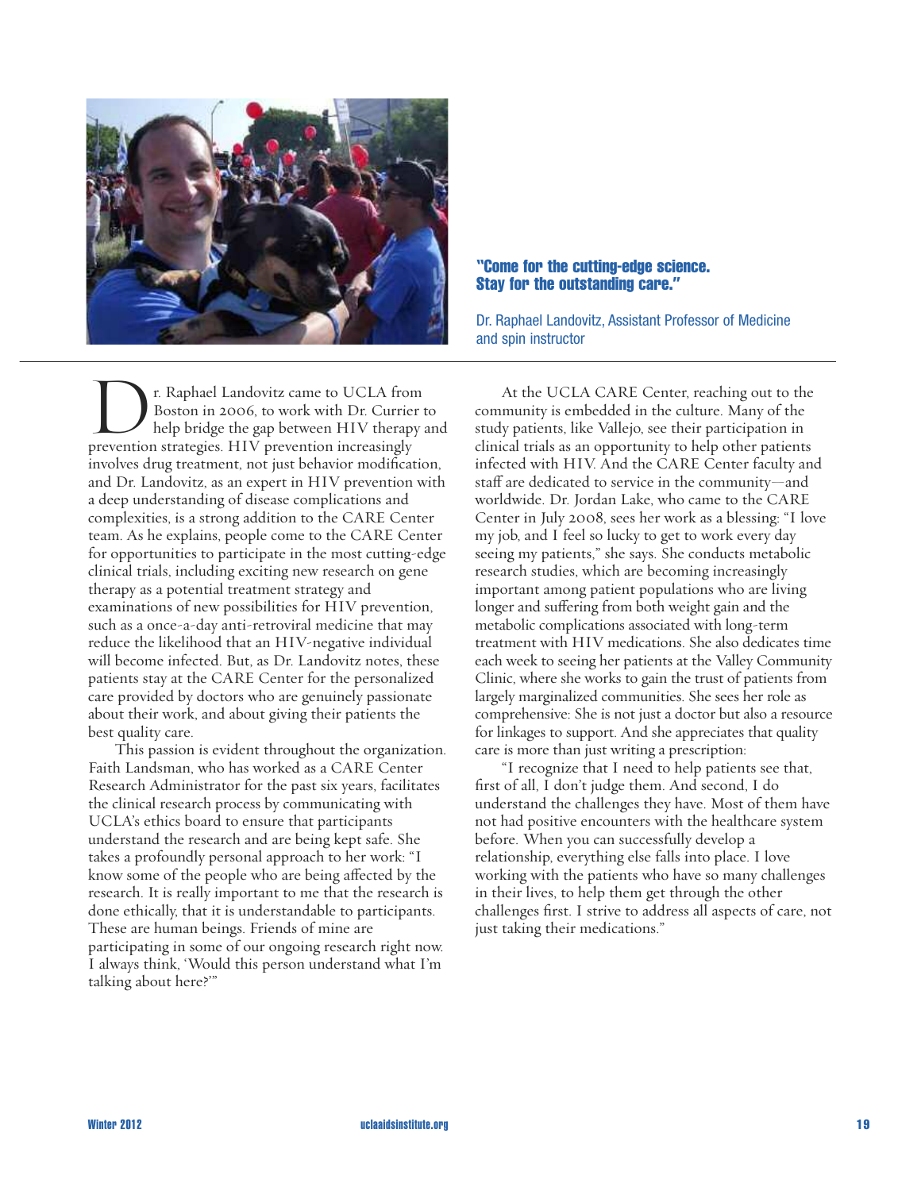**"Come for the cutting-edge science. Stay for the outstanding care."**

Dr. Raphael Landovitz, Assistant Professor of Medicine and spin instructor

Dr. Raphael Landovitz came to UCLA from Boston in 2006, to work with Dr. Currier to help bridge the gap between HIV therapy and prevention strategies. HIV prevention increasingly involves drug treatment, not just behavior modification, and Dr. Landovitz, as an expert in HIV prevention with a deep understanding of disease complications and complexities, is a strong addition to the CARE Center team. As he explains, people come to the CARE Center for opportunities to participate in the most cutting-edge clinical trials, including exciting new research on gene therapy as a potential treatment strategy and examinations of new possibilities for HIV prevention, such as a once-a-day anti-retroviral medicine that may reduce the likelihood that an HIV-negative individual will become infected. But, as Dr. Landovitz notes, these patients stay at the CARE Center for the personalized care provided by doctors who are genuinely passionate about their work, and about giving their patients the best quality care.

This passion is evident throughout the organization. Faith Landsman, who has worked as a CARE Center Research Administrator for the past six years, facilitates the clinical research process by communicating with UCLA's ethics board to ensure that participants understand the research and are being kept safe. She takes a profoundly personal approach to her work: "I know some of the people who are being affected by the research. It is really important to me that the research is done ethically, that it is understandable to participants. These are human beings. Friends of mine are participating in some of our ongoing research right now. I always think, 'Would this person understand what I'm talking about here?'"

At the UCLA CARE Center, reaching out to the community is embedded in the culture. Many of the study patients, like Vallejo, see their participation in clinical trials as an opportunity to help other patients infected with HIV. And the CARE Center faculty and staff are dedicated to service in the community—and worldwide. Dr. Jordan Lake, who came to the CARE Center in July 2008, sees her work as a blessing: "I love my job, and I feel so lucky to get to work every day seeing my patients," she says. She conducts metabolic research studies, which are becoming increasingly important among patient populations who are living longer and suffering from both weight gain and the metabolic complications associated with long-term treatment with HIV medications. She also dedicates time each week to seeing her patients at the Valley Community Clinic, where she works to gain the trust of patients from largely marginalized communities. She sees her role as comprehensive: She is not just a doctor but also a resource for linkages to support. And she appreciates that quality care is more than just writing a prescription:

"I recognize that I need to help patients see that, first of all, I don't judge them. And second, I do understand the challenges they have. Most of them have not had positive encounters with the healthcare system before. When you can successfully develop a relationship, everything else falls into place. I love working with the patients who have so many challenges in their lives, to help them get through the other challenges first. I strive to address all aspects of care, not just taking their medications."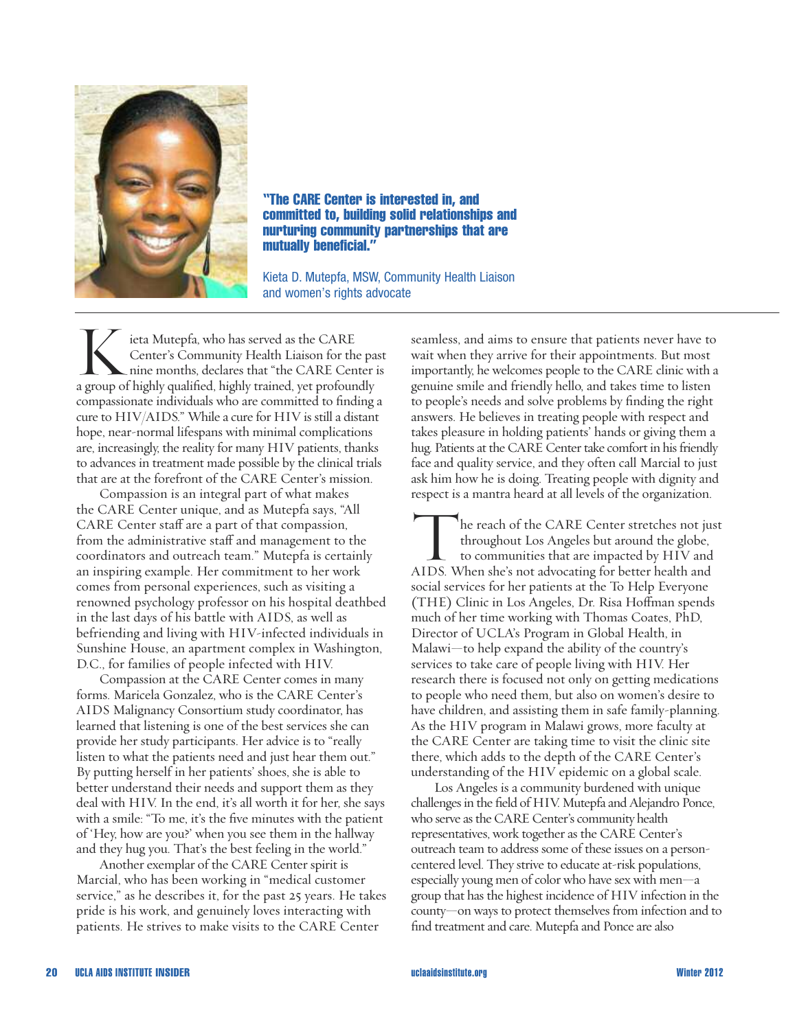**"The CARE Center is interested in, and committed to, building solid relationships and nurturing community partnerships that are mutually beneficial."**

Kieta D. Mutepfa, MSW, Community Health Liaison and women's rights advocate

Kieta Mutepfa, who has served as the CARE Center's Community Health Liaison for the past nine months, declares that "the CARE Center is a group of highly qualified, highly trained, yet profoundly compassionate individuals who are committed to finding a cure to HIV/AIDS." While a cure for HIV is still a distant hope, near-normal lifespans with minimal complications are, increasingly, the reality for many HIV patients, thanks to advances in treatment made possible by the clinical trials that are at the forefront of the CARE Center's mission.

Compassion is an integral part of what makes the CARE Center unique, and as Mutepfa says, "All CARE Center staff are a part of that compassion, from the administrative staff and management to the coordinators and outreach team." Mutepfa is certainly an inspiring example. Her commitment to her work comes from personal experiences, such as visiting a renowned psychology professor on his hospital deathbed in the last days of his battle with AIDS, as well as befriending and living with HIV-infected individuals in Sunshine House, an apartment complex in Washington, D.C., for families of people infected with HIV.

Compassion at the CARE Center comes in many forms. Maricela Gonzalez, who is the CARE Center's AIDS Malignancy Consortium study coordinator, has learned that listening is one of the best services she can provide her study participants. Her advice is to "really listen to what the patients need and just hear them out." By putting herself in her patients' shoes, she is able to better understand their needs and support them as they deal with HIV. In the end, it's all worth it for her, she says with a smile: "To me, it's the five minutes with the patient of 'Hey, how are you?' when you see them in the hallway and they hug you. That's the best feeling in the world."

Another exemplar of the CARE Center spirit is Marcial, who has been working in "medical customer service," as he describes it, for the past 25 years. He takes pride is his work, and genuinely loves interacting with patients. He strives to make visits to the CARE Center seamless, and aims to ensure that patients never have to wait when they arrive for their appointments. But most importantly, he welcomes people to the CARE clinic with a genuine smile and friendly hello, and takes time to listen to people's needs and solve problems by finding the right answers. He believes in treating people with respect and takes pleasure in holding patients' hands or giving them a hug. Patients at the CARE Center take comfort in his friendly face and quality service, and they often call Marcial to just ask him how he is doing. Treating people with dignity and respect is a mantra heard at all levels of the organization.

The reach of the CARE Center stretches not just throughout Los Angeles but around the globe, to communities that are impacted by HIV and AIDS. When she's not advocating for better health and social services for her patients at the To Help Everyone (THE) Clinic in Los Angeles, Dr. Risa Hoffman spends much of her time working with Thomas Coates, PhD, Director of UCLA's Program in Global Health, in Malawi—to help expand the ability of the country's services to take care of people living with HIV. Her research there is focused not only on getting medications to people who need them, but also on women's desire to have children, and assisting them in safe family-planning. As the HIV program in Malawi grows, more faculty at the CARE Center are taking time to visit the clinic site there, which adds to the depth of the CARE Center's understanding of the HIV epidemic on a global scale.

Los Angeles is a community burdened with unique challenges in the field of HIV. Mutepfa and Alejandro Ponce, who serve as the CARE Center's community health representatives, work together as the CARE Center's outreach team to address some of these issues on a person-centered level. They strive to educate at-risk populations, especially young men of color who have sex with men—a group that has the highest incidence of HIV infection in the county—on ways to protect themselves from infection and to find treatment and care. Mutepfa and Ponce are also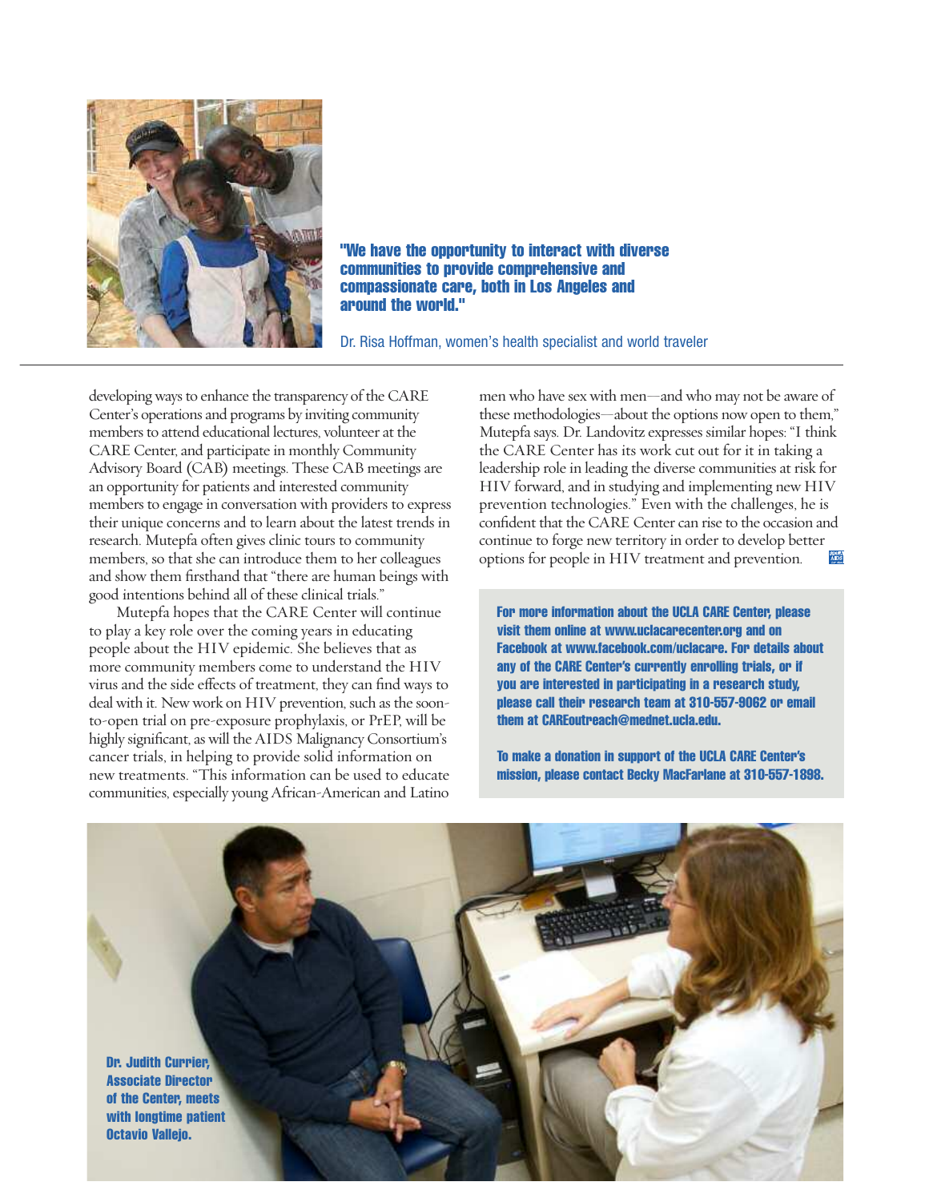**"We have the opportunity to interact with diverse communities to provide comprehensive and compassionate care, both in Los Angeles and around the world."**

Dr. Risa Hoffman, women's health specialist and world traveler

developing ways to enhance the transparency of the CARE Center's operations and programs by inviting community members to attend educational lectures, volunteer at the CARE Center, and participate in monthly Community Advisory Board (CAB) meetings. These CAB meetings are an opportunity for patients and interested community members to engage in conversation with providers to express their unique concerns and to learn about the latest trends in research. Mutepfa often gives clinic tours to community members, so that she can introduce them to her colleagues and show them firsthand that "there are human beings with good intentions behind all of these clinical trials."

Mutepfa hopes that the CARE Center will continue to play a key role over the coming years in educating people about the HIV epidemic. She believes that as more community members come to understand the HIV virus and the side effects of treatment, they can find ways to deal with it. New work on HIV prevention, such as the soon-to-open trial on pre-exposure prophylaxis, or PrEP, will be highly significant, as will the AIDS Malignancy Consortium's cancer trials, in helping to provide solid information on new treatments. "This information can be used to educate communities, especially young African-American and Latino men who have sex with men—and who may not be aware of these methodologies—about the options now open to them," Mutepfa says. Dr. Landovitz expresses similar hopes: "I think the CARE Center has its work cut out for it in taking a leadership role in leading the diverse communities at risk for HIV forward, and in studying and implementing new HIV prevention technologies." Even with the challenges, he is confident that the CARE Center can rise to the occasion and continue to forge new territory in order to develop better options for people in HIV treatment and prevention.

**For more information about the UCLA CARE Center, please visit them online at www.uclacarecenter.org and on Facebook at www.facebook.com/uclacare. For details about any of the CARE Center's currently enrolling trials, or if you are interested in participating in a research study, please call their research team at 310-557-9062 or email them at CAREoutreach@mednet.ucla.edu.**

**To make a donation in support of the UCLA CARE Center's mission, please contact Becky MacFarlane at 310-557-1898.**

**Dr. Judith Currier, Associate Director of the Center, meets with longtime patient Octavio Vallejo.**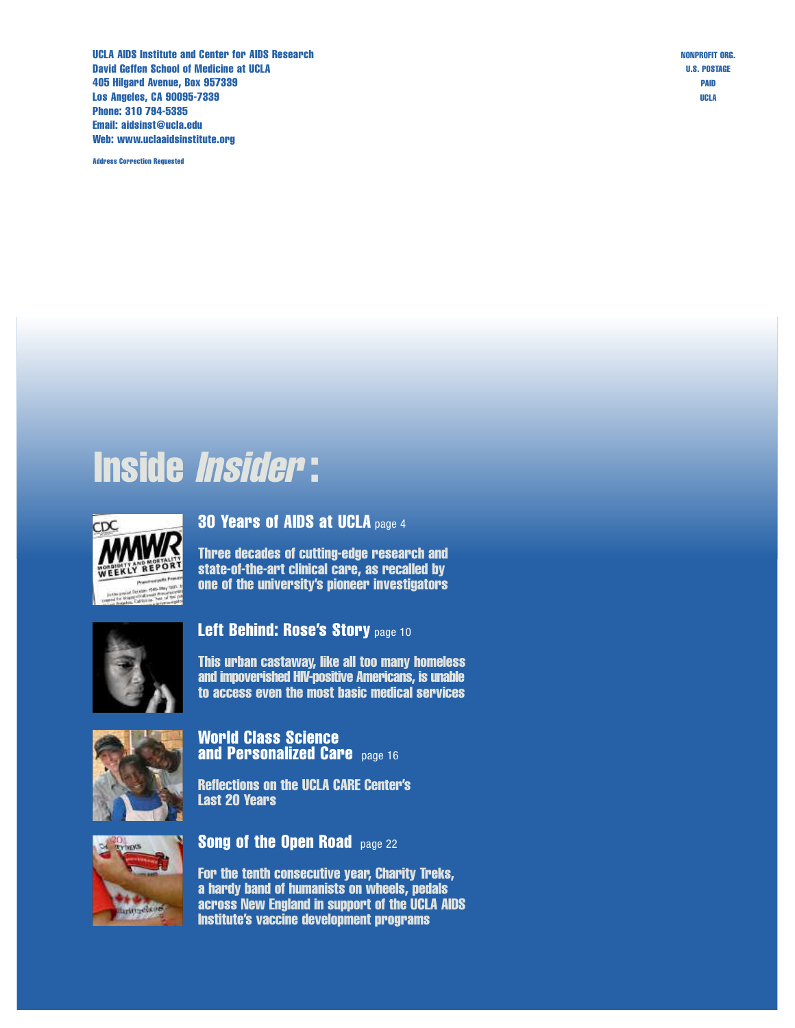UCLA AIDS Institute and Center for AIDS Research
David Geffen School of Medicine at UCLA
405 Hilgard Avenue, Box 957339
Los Angeles, CA 90095-7339
Phone: 310 794-5335
Email: aidsinst@ucla.edu
Web: www.uclaaidsinstitute.org

Address Correction Requested

NONPROFIT ORG.
U.S. POSTAGE
PAID
UCLA

# Inside *Insider*:

## 30 Years of AIDS at UCLA page 4

**Three decades of cutting-edge research and state-of-the-art clinical care, as recalled by one of the university's pioneer investigators**

## Left Behind: Rose's Story page 10

**This urban castaway, like all too many homeless and impoverished HIV-positive Americans, is unable to access even the most basic medical services**

## World Class Science and Personalized Care page 16

**Reflections on the UCLA CARE Center's Last 20 Years**

## Song of the Open Road page 22

**For the tenth consecutive year, Charity Treks, a hardy band of humanists on wheels, pedals across New England in support of the UCLA AIDS Institute's vaccine development programs**